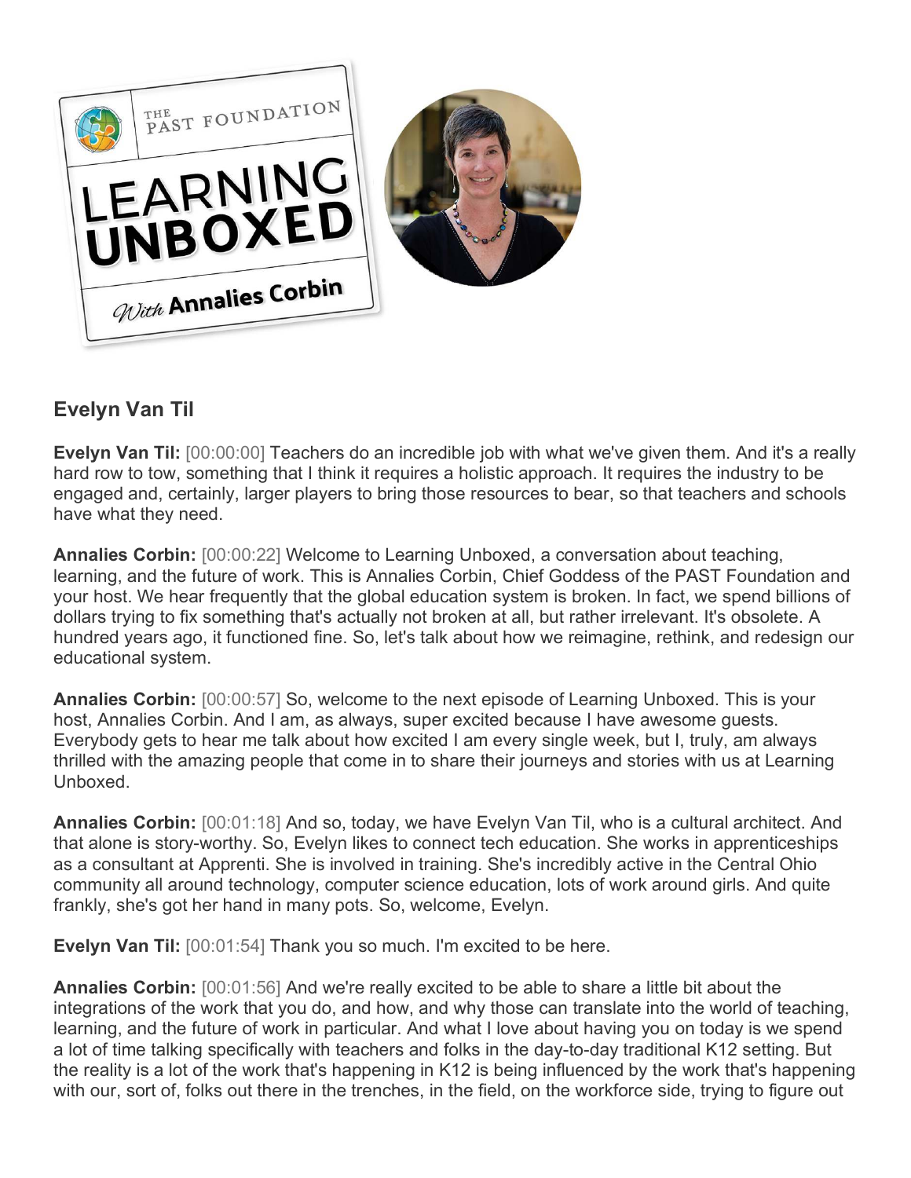## Evelyn Van Til

**Evelyn Van Til:** [00:00:00] Teachers do an incredible job with what we've given them. And it's a really hard row to tow, something that I think it requires a holistic approach. It requires the industry to be engaged and, certainly, larger players to bring those resources to bear, so that teachers and schools have what they need.

**Annalies Corbin:** [00:00:22] Welcome to Learning Unboxed, a conversation about teaching, learning, and the future of work. This is Annalies Corbin, Chief Goddess of the PAST Foundation and your host. We hear frequently that the global education system is broken. In fact, we spend billions of dollars trying to fix something that's actually not broken at all, but rather irrelevant. It's obsolete. A hundred years ago, it functioned fine. So, let's talk about how we reimagine, rethink, and redesign our educational system.

**Annalies Corbin:** [00:00:57] So, welcome to the next episode of Learning Unboxed. This is your host, Annalies Corbin. And I am, as always, super excited because I have awesome guests. Everybody gets to hear me talk about how excited I am every single week, but I, truly, am always thrilled with the amazing people that come in to share their journeys and stories with us at Learning Unboxed.

**Annalies Corbin:** [00:01:18] And so, today, we have Evelyn Van Til, who is a cultural architect. And that alone is story-worthy. So, Evelyn likes to connect tech education. She works in apprenticeships as a consultant at Apprenti. She is involved in training. She's incredibly active in the Central Ohio community all around technology, computer science education, lots of work around girls. And quite frankly, she's got her hand in many pots. So, welcome, Evelyn.

**Evelyn Van Til:** [00:01:54] Thank you so much. I'm excited to be here.

**Annalies Corbin:** [00:01:56] And we're really excited to be able to share a little bit about the integrations of the work that you do, and how, and why those can translate into the world of teaching, learning, and the future of work in particular. And what I love about having you on today is we spend a lot of time talking specifically with teachers and folks in the day-to-day traditional K12 setting. But the reality is a lot of the work that's happening in K12 is being influenced by the work that's happening with our, sort of, folks out there in the trenches, in the field, on the workforce side, trying to figure out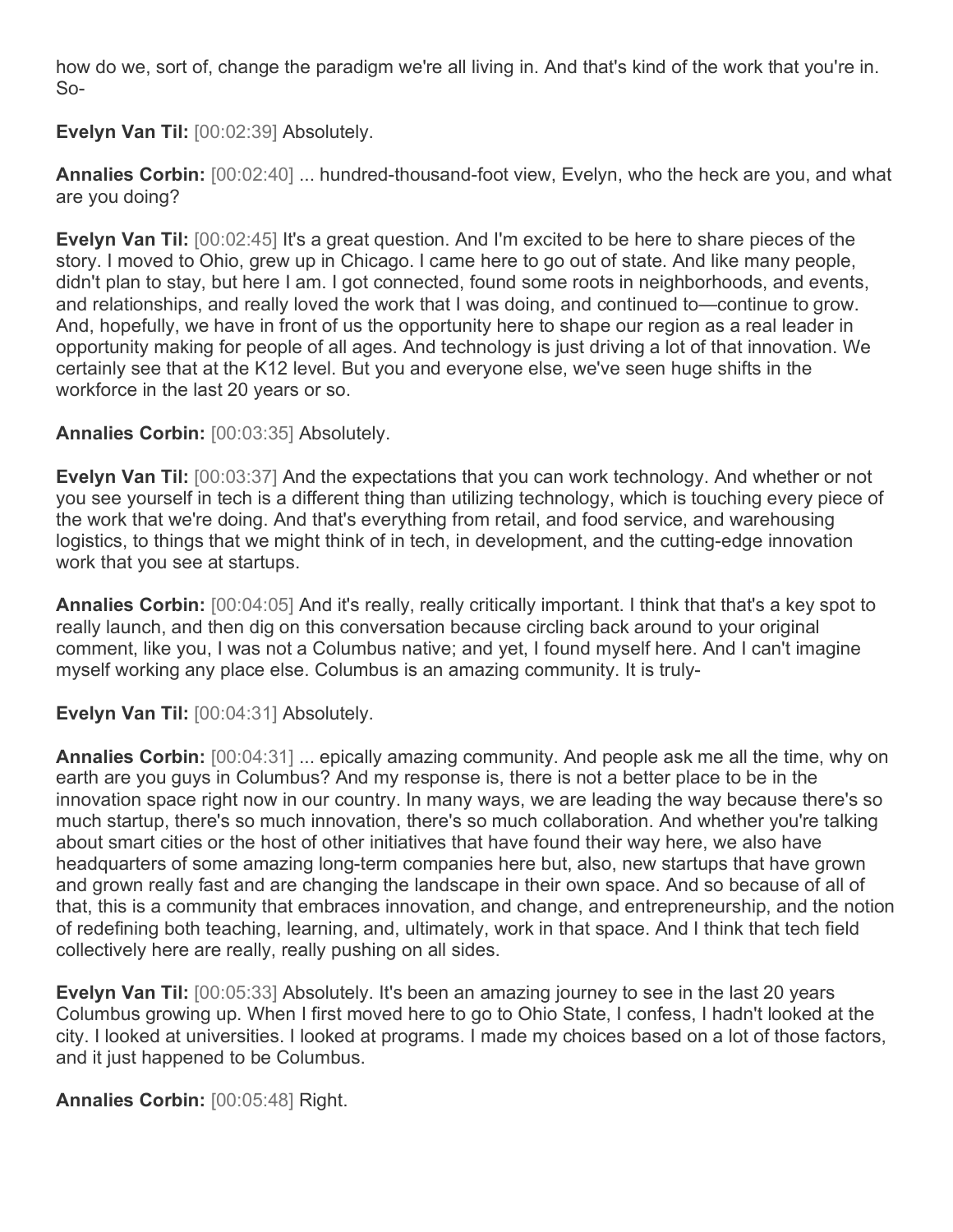how do we, sort of, change the paradigm we're all living in. And that's kind of the work that you're in. So-

**Evelyn Van Til:** [00:02:39] Absolutely.

**Annalies Corbin:** [00:02:40] ... hundred-thousand-foot view, Evelyn, who the heck are you, and what are you doing?

**Evelyn Van Til:** [00:02:45] It's a great question. And I'm excited to be here to share pieces of the story. I moved to Ohio, grew up in Chicago. I came here to go out of state. And like many people, didn't plan to stay, but here I am. I got connected, found some roots in neighborhoods, and events, and relationships, and really loved the work that I was doing, and continued to—continue to grow. And, hopefully, we have in front of us the opportunity here to shape our region as a real leader in opportunity making for people of all ages. And technology is just driving a lot of that innovation. We certainly see that at the K12 level. But you and everyone else, we've seen huge shifts in the workforce in the last 20 years or so.

**Annalies Corbin:** [00:03:35] Absolutely.

**Evelyn Van Til:** [00:03:37] And the expectations that you can work technology. And whether or not you see yourself in tech is a different thing than utilizing technology, which is touching every piece of the work that we're doing. And that's everything from retail, and food service, and warehousing logistics, to things that we might think of in tech, in development, and the cutting-edge innovation work that you see at startups.

**Annalies Corbin:** [00:04:05] And it's really, really critically important. I think that that's a key spot to really launch, and then dig on this conversation because circling back around to your original comment, like you, I was not a Columbus native; and yet, I found myself here. And I can't imagine myself working any place else. Columbus is an amazing community. It is truly-

**Evelyn Van Til:** [00:04:31] Absolutely.

**Annalies Corbin:** [00:04:31] ... epically amazing community. And people ask me all the time, why on earth are you guys in Columbus? And my response is, there is not a better place to be in the innovation space right now in our country. In many ways, we are leading the way because there's so much startup, there's so much innovation, there's so much collaboration. And whether you're talking about smart cities or the host of other initiatives that have found their way here, we also have headquarters of some amazing long-term companies here but, also, new startups that have grown and grown really fast and are changing the landscape in their own space. And so because of all of that, this is a community that embraces innovation, and change, and entrepreneurship, and the notion of redefining both teaching, learning, and, ultimately, work in that space. And I think that tech field collectively here are really, really pushing on all sides.

**Evelyn Van Til:** [00:05:33] Absolutely. It's been an amazing journey to see in the last 20 years Columbus growing up. When I first moved here to go to Ohio State, I confess, I hadn't looked at the city. I looked at universities. I looked at programs. I made my choices based on a lot of those factors, and it just happened to be Columbus.

**Annalies Corbin:** [00:05:48] Right.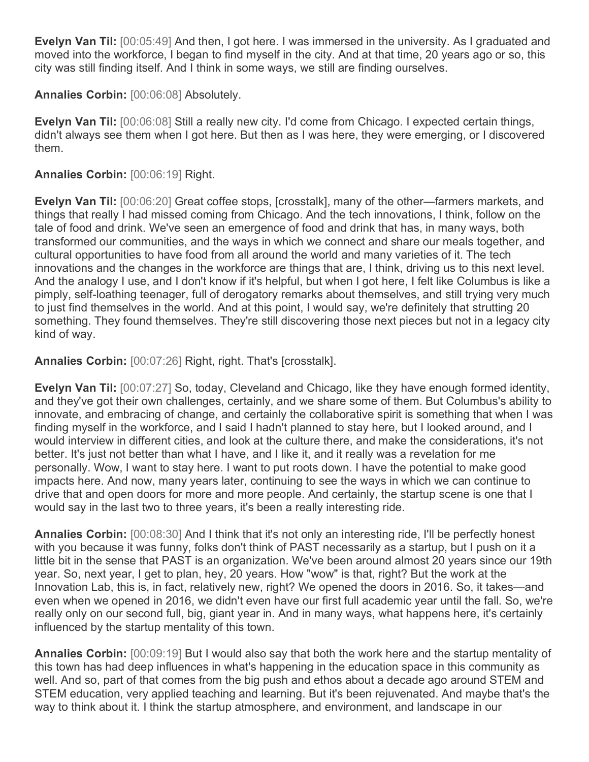**Evelyn Van Til:** [00:05:49] And then, I got here. I was immersed in the university. As I graduated and moved into the workforce, I began to find myself in the city. And at that time, 20 years ago or so, this city was still finding itself. And I think in some ways, we still are finding ourselves.

**Annalies Corbin:** [00:06:08] Absolutely.

**Evelyn Van Til:** [00:06:08] Still a really new city. I'd come from Chicago. I expected certain things, didn't always see them when I got here. But then as I was here, they were emerging, or I discovered them.

**Annalies Corbin:** [00:06:19] Right.

**Evelyn Van Til:** [00:06:20] Great coffee stops, [crosstalk], many of the other—farmers markets, and things that really I had missed coming from Chicago. And the tech innovations, I think, follow on the tale of food and drink. We've seen an emergence of food and drink that has, in many ways, both transformed our communities, and the ways in which we connect and share our meals together, and cultural opportunities to have food from all around the world and many varieties of it. The tech innovations and the changes in the workforce are things that are, I think, driving us to this next level. And the analogy I use, and I don't know if it's helpful, but when I got here, I felt like Columbus is like a pimply, self-loathing teenager, full of derogatory remarks about themselves, and still trying very much to just find themselves in the world. And at this point, I would say, we're definitely that strutting 20 something. They found themselves. They're still discovering those next pieces but not in a legacy city kind of way.

**Annalies Corbin:** [00:07:26] Right, right. That's [crosstalk].

**Evelyn Van Til:** [00:07:27] So, today, Cleveland and Chicago, like they have enough formed identity, and they've got their own challenges, certainly, and we share some of them. But Columbus's ability to innovate, and embracing of change, and certainly the collaborative spirit is something that when I was finding myself in the workforce, and I said I hadn't planned to stay here, but I looked around, and I would interview in different cities, and look at the culture there, and make the considerations, it's not better. It's just not better than what I have, and I like it, and it really was a revelation for me personally. Wow, I want to stay here. I want to put roots down. I have the potential to make good impacts here. And now, many years later, continuing to see the ways in which we can continue to drive that and open doors for more and more people. And certainly, the startup scene is one that I would say in the last two to three years, it's been a really interesting ride.

**Annalies Corbin:** [00:08:30] And I think that it's not only an interesting ride, I'll be perfectly honest with you because it was funny, folks don't think of PAST necessarily as a startup, but I push on it a little bit in the sense that PAST is an organization. We've been around almost 20 years since our 19th year. So, next year, I get to plan, hey, 20 years. How "wow" is that, right? But the work at the Innovation Lab, this is, in fact, relatively new, right? We opened the doors in 2016. So, it takes—and even when we opened in 2016, we didn't even have our first full academic year until the fall. So, we're really only on our second full, big, giant year in. And in many ways, what happens here, it's certainly influenced by the startup mentality of this town.

**Annalies Corbin:** [00:09:19] But I would also say that both the work here and the startup mentality of this town has had deep influences in what's happening in the education space in this community as well. And so, part of that comes from the big push and ethos about a decade ago around STEM and STEM education, very applied teaching and learning. But it's been rejuvenated. And maybe that's the way to think about it. I think the startup atmosphere, and environment, and landscape in our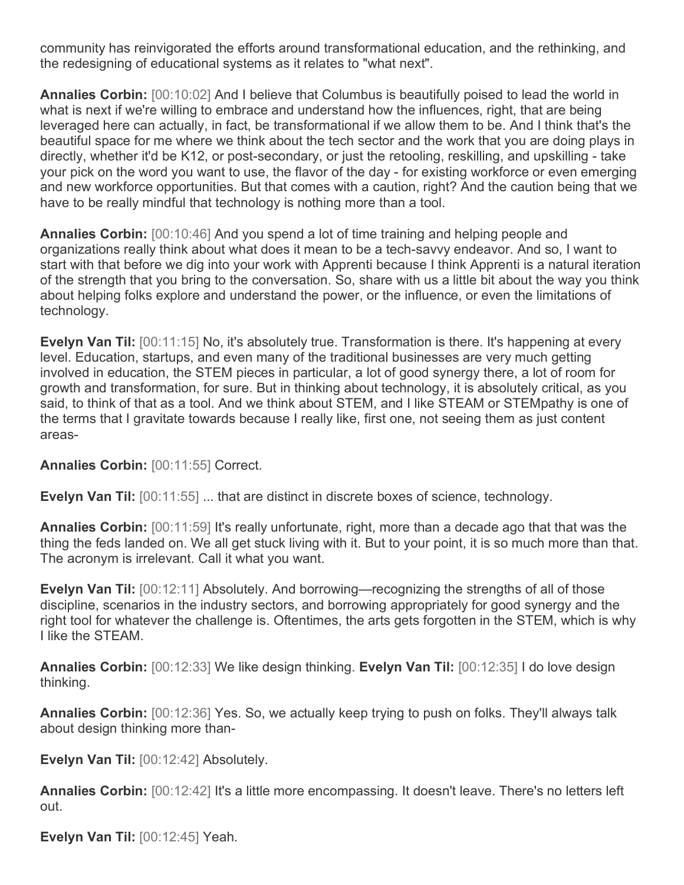community has reinvigorated the efforts around transformational education, and the rethinking, and the redesigning of educational systems as it relates to "what next".

**Annalies Corbin:** [00:10:02] And I believe that Columbus is beautifully poised to lead the world in what is next if we're willing to embrace and understand how the influences, right, that are being leveraged here can actually, in fact, be transformational if we allow them to be. And I think that's the beautiful space for me where we think about the tech sector and the work that you are doing plays in directly, whether it'd be K12, or post-secondary, or just the retooling, reskilling, and upskilling - take your pick on the word you want to use, the flavor of the day - for existing workforce or even emerging and new workforce opportunities. But that comes with a caution, right? And the caution being that we have to be really mindful that technology is nothing more than a tool.

**Annalies Corbin:** [00:10:46] And you spend a lot of time training and helping people and organizations really think about what does it mean to be a tech-savvy endeavor. And so, I want to start with that before we dig into your work with Apprenti because I think Apprenti is a natural iteration of the strength that you bring to the conversation. So, share with us a little bit about the way you think about helping folks explore and understand the power, or the influence, or even the limitations of technology.

**Evelyn Van Til:** [00:11:15] No, it's absolutely true. Transformation is there. It's happening at every level. Education, startups, and even many of the traditional businesses are very much getting involved in education, the STEM pieces in particular, a lot of good synergy there, a lot of room for growth and transformation, for sure. But in thinking about technology, it is absolutely critical, as you said, to think of that as a tool. And we think about STEM, and I like STEAM or STEMpathy is one of the terms that I gravitate towards because I really like, first one, not seeing them as just content areas-

**Annalies Corbin:** [00:11:55] Correct.

**Evelyn Van Til:** [00:11:55] ... that are distinct in discrete boxes of science, technology.

**Annalies Corbin:** [00:11:59] It's really unfortunate, right, more than a decade ago that that was the thing the feds landed on. We all get stuck living with it. But to your point, it is so much more than that. The acronym is irrelevant. Call it what you want.

**Evelyn Van Til:** [00:12:11] Absolutely. And borrowing—recognizing the strengths of all of those discipline, scenarios in the industry sectors, and borrowing appropriately for good synergy and the right tool for whatever the challenge is. Oftentimes, the arts gets forgotten in the STEM, which is why I like the STEAM.

**Annalies Corbin:** [00:12:33] We like design thinking. **Evelyn Van Til:** [00:12:35] I do love design thinking.

**Annalies Corbin:** [00:12:36] Yes. So, we actually keep trying to push on folks. They'll always talk about design thinking more than-

**Evelyn Van Til:** [00:12:42] Absolutely.

**Annalies Corbin:** [00:12:42] It's a little more encompassing. It doesn't leave. There's no letters left out.

**Evelyn Van Til:** [00:12:45] Yeah.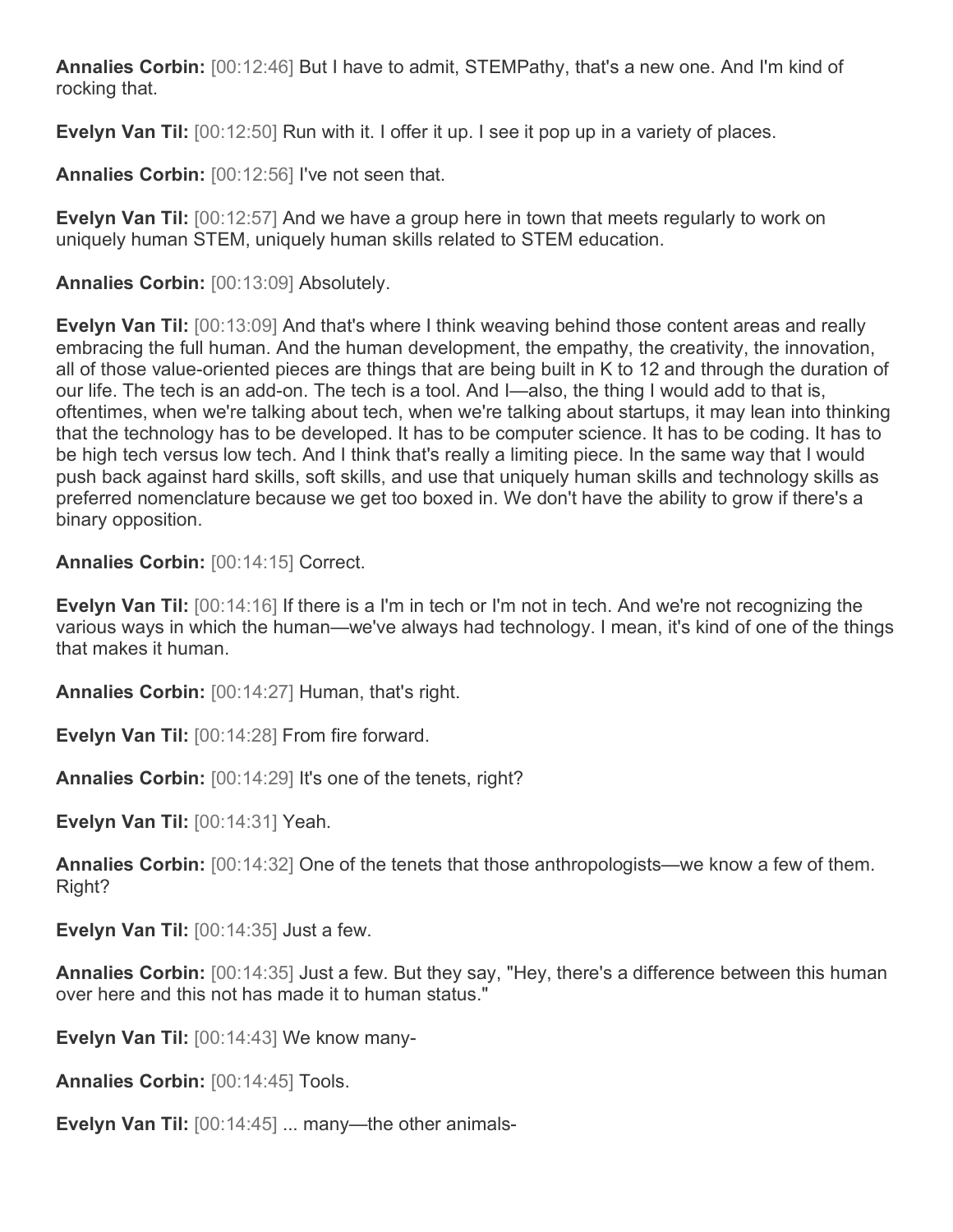**Annalies Corbin:** [00:12:46] But I have to admit, STEMPathy, that's a new one. And I'm kind of rocking that.

**Evelyn Van Til:** [00:12:50] Run with it. I offer it up. I see it pop up in a variety of places.

**Annalies Corbin:** [00:12:56] I've not seen that.

**Evelyn Van Til:** [00:12:57] And we have a group here in town that meets regularly to work on uniquely human STEM, uniquely human skills related to STEM education.

**Annalies Corbin:** [00:13:09] Absolutely.

**Evelyn Van Til:** [00:13:09] And that's where I think weaving behind those content areas and really embracing the full human. And the human development, the empathy, the creativity, the innovation, all of those value-oriented pieces are things that are being built in K to 12 and through the duration of our life. The tech is an add-on. The tech is a tool. And I—also, the thing I would add to that is, oftentimes, when we're talking about tech, when we're talking about startups, it may lean into thinking that the technology has to be developed. It has to be computer science. It has to be coding. It has to be high tech versus low tech. And I think that's really a limiting piece. In the same way that I would push back against hard skills, soft skills, and use that uniquely human skills and technology skills as preferred nomenclature because we get too boxed in. We don't have the ability to grow if there's a binary opposition.

**Annalies Corbin:** [00:14:15] Correct.

**Evelyn Van Til:** [00:14:16] If there is a I'm in tech or I'm not in tech. And we're not recognizing the various ways in which the human—we've always had technology. I mean, it's kind of one of the things that makes it human.

**Annalies Corbin:** [00:14:27] Human, that's right.

**Evelyn Van Til:** [00:14:28] From fire forward.

**Annalies Corbin:** [00:14:29] It's one of the tenets, right?

**Evelyn Van Til:** [00:14:31] Yeah.

**Annalies Corbin:** [00:14:32] One of the tenets that those anthropologists—we know a few of them. Right?

**Evelyn Van Til:** [00:14:35] Just a few.

**Annalies Corbin:** [00:14:35] Just a few. But they say, "Hey, there's a difference between this human over here and this not has made it to human status."

**Evelyn Van Til:** [00:14:43] We know many-

**Annalies Corbin:** [00:14:45] Tools.

**Evelyn Van Til:** [00:14:45] ... many—the other animals-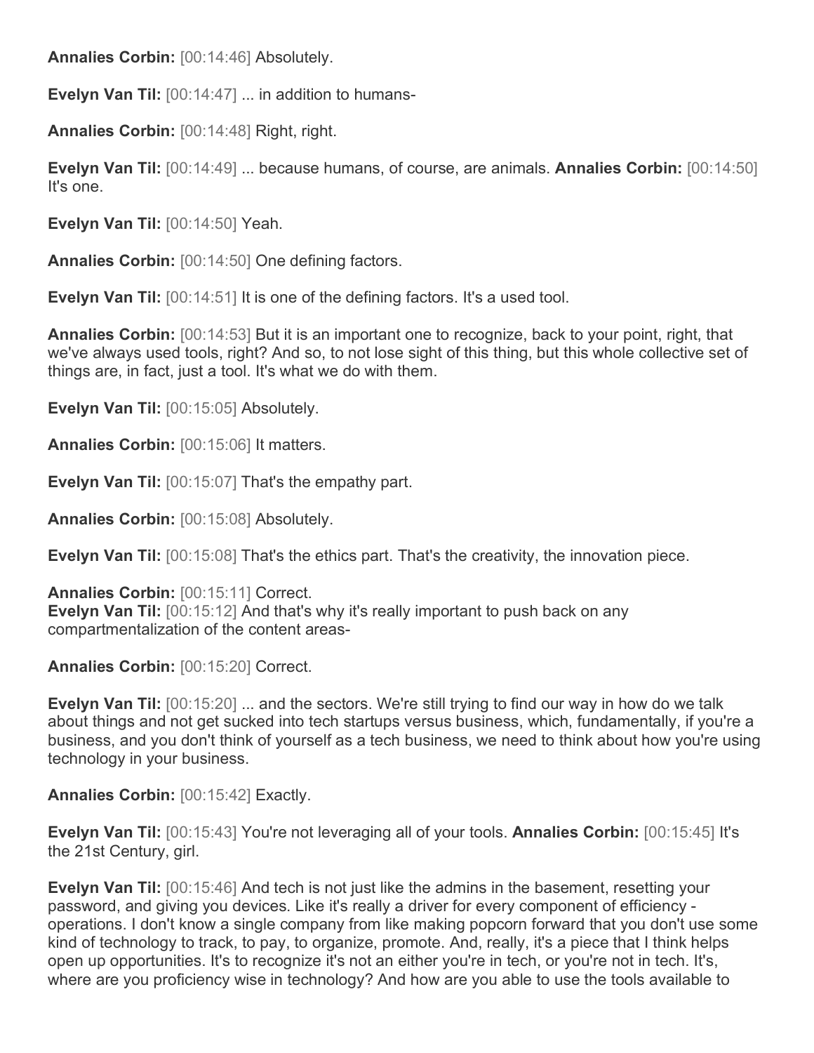**Annalies Corbin:** [00:14:46] Absolutely.

**Evelyn Van Til:** [00:14:47] ... in addition to humans-

**Annalies Corbin:** [00:14:48] Right, right.

**Evelyn Van Til:** [00:14:49] ... because humans, of course, are animals. **Annalies Corbin:** [00:14:50] It's one.

**Evelyn Van Til:** [00:14:50] Yeah.

**Annalies Corbin:** [00:14:50] One defining factors.

**Evelyn Van Til:** [00:14:51] It is one of the defining factors. It's a used tool.

**Annalies Corbin:** [00:14:53] But it is an important one to recognize, back to your point, right, that we've always used tools, right? And so, to not lose sight of this thing, but this whole collective set of things are, in fact, just a tool. It's what we do with them.

**Evelyn Van Til:** [00:15:05] Absolutely.

**Annalies Corbin:** [00:15:06] It matters.

**Evelyn Van Til:** [00:15:07] That's the empathy part.

**Annalies Corbin:** [00:15:08] Absolutely.

**Evelyn Van Til:** [00:15:08] That's the ethics part. That's the creativity, the innovation piece.

**Annalies Corbin:** [00:15:11] Correct.
**Evelyn Van Til:** [00:15:12] And that's why it's really important to push back on any compartmentalization of the content areas-

**Annalies Corbin:** [00:15:20] Correct.

**Evelyn Van Til:** [00:15:20] ... and the sectors. We're still trying to find our way in how do we talk about things and not get sucked into tech startups versus business, which, fundamentally, if you're a business, and you don't think of yourself as a tech business, we need to think about how you're using technology in your business.

**Annalies Corbin:** [00:15:42] Exactly.

**Evelyn Van Til:** [00:15:43] You're not leveraging all of your tools. **Annalies Corbin:** [00:15:45] It's the 21st Century, girl.

**Evelyn Van Til:** [00:15:46] And tech is not just like the admins in the basement, resetting your password, and giving you devices. Like it's really a driver for every component of efficiency - operations. I don't know a single company from like making popcorn forward that you don't use some kind of technology to track, to pay, to organize, promote. And, really, it's a piece that I think helps open up opportunities. It's to recognize it's not an either you're in tech, or you're not in tech. It's, where are you proficiency wise in technology? And how are you able to use the tools available to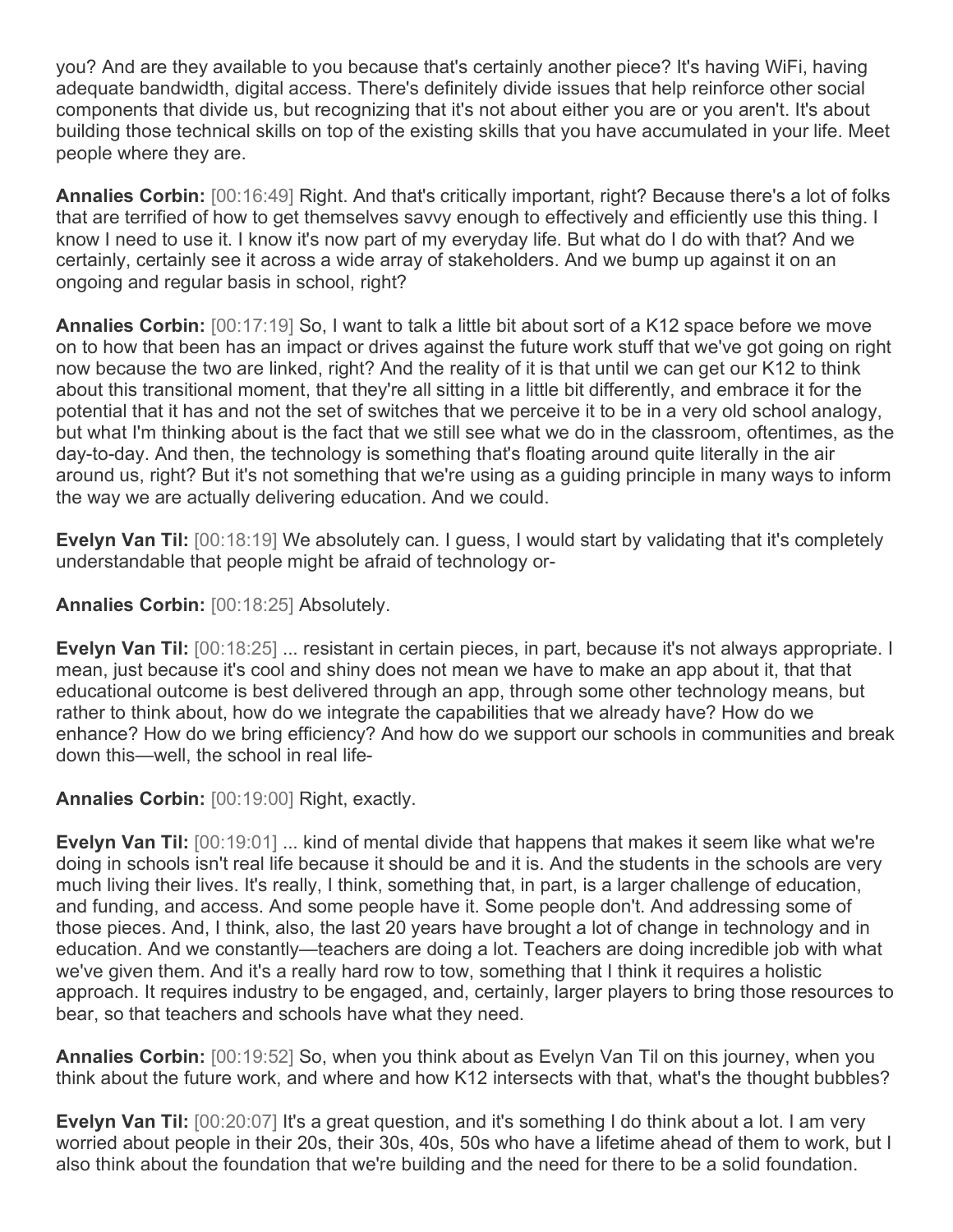you? And are they available to you because that's certainly another piece? It's having WiFi, having adequate bandwidth, digital access. There's definitely divide issues that help reinforce other social components that divide us, but recognizing that it's not about either you are or you aren't. It's about building those technical skills on top of the existing skills that you have accumulated in your life. Meet people where they are.

**Annalies Corbin:** [00:16:49] Right. And that's critically important, right? Because there's a lot of folks that are terrified of how to get themselves savvy enough to effectively and efficiently use this thing. I know I need to use it. I know it's now part of my everyday life. But what do I do with that? And we certainly, certainly see it across a wide array of stakeholders. And we bump up against it on an ongoing and regular basis in school, right?

**Annalies Corbin:** [00:17:19] So, I want to talk a little bit about sort of a K12 space before we move on to how that been has an impact or drives against the future work stuff that we've got going on right now because the two are linked, right? And the reality of it is that until we can get our K12 to think about this transitional moment, that they're all sitting in a little bit differently, and embrace it for the potential that it has and not the set of switches that we perceive it to be in a very old school analogy, but what I'm thinking about is the fact that we still see what we do in the classroom, oftentimes, as the day-to-day. And then, the technology is something that's floating around quite literally in the air around us, right? But it's not something that we're using as a guiding principle in many ways to inform the way we are actually delivering education. And we could.

**Evelyn Van Til:** [00:18:19] We absolutely can. I guess, I would start by validating that it's completely understandable that people might be afraid of technology or-

**Annalies Corbin:** [00:18:25] Absolutely.

**Evelyn Van Til:** [00:18:25] ... resistant in certain pieces, in part, because it's not always appropriate. I mean, just because it's cool and shiny does not mean we have to make an app about it, that that educational outcome is best delivered through an app, through some other technology means, but rather to think about, how do we integrate the capabilities that we already have? How do we enhance? How do we bring efficiency? And how do we support our schools in communities and break down this—well, the school in real life-

**Annalies Corbin:** [00:19:00] Right, exactly.

**Evelyn Van Til:** [00:19:01] ... kind of mental divide that happens that makes it seem like what we're doing in schools isn't real life because it should be and it is. And the students in the schools are very much living their lives. It's really, I think, something that, in part, is a larger challenge of education, and funding, and access. And some people have it. Some people don't. And addressing some of those pieces. And, I think, also, the last 20 years have brought a lot of change in technology and in education. And we constantly—teachers are doing a lot. Teachers are doing incredible job with what we've given them. And it's a really hard row to tow, something that I think it requires a holistic approach. It requires industry to be engaged, and, certainly, larger players to bring those resources to bear, so that teachers and schools have what they need.

**Annalies Corbin:** [00:19:52] So, when you think about as Evelyn Van Til on this journey, when you think about the future work, and where and how K12 intersects with that, what's the thought bubbles?

**Evelyn Van Til:** [00:20:07] It's a great question, and it's something I do think about a lot. I am very worried about people in their 20s, their 30s, 40s, 50s who have a lifetime ahead of them to work, but I also think about the foundation that we're building and the need for there to be a solid foundation.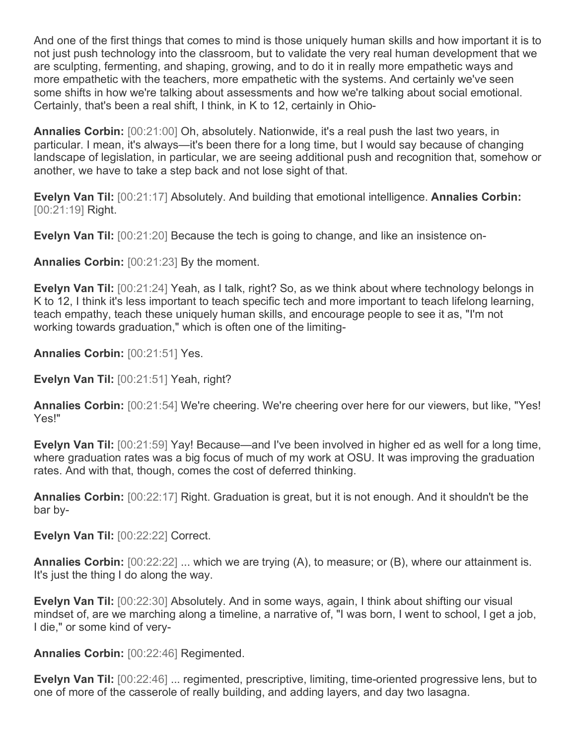And one of the first things that comes to mind is those uniquely human skills and how important it is to not just push technology into the classroom, but to validate the very real human development that we are sculpting, fermenting, and shaping, growing, and to do it in really more empathetic ways and more empathetic with the teachers, more empathetic with the systems. And certainly we've seen some shifts in how we're talking about assessments and how we're talking about social emotional. Certainly, that's been a real shift, I think, in K to 12, certainly in Ohio-

**Annalies Corbin:** [00:21:00] Oh, absolutely. Nationwide, it's a real push the last two years, in particular. I mean, it's always—it's been there for a long time, but I would say because of changing landscape of legislation, in particular, we are seeing additional push and recognition that, somehow or another, we have to take a step back and not lose sight of that.

**Evelyn Van Til:** [00:21:17] Absolutely. And building that emotional intelligence. **Annalies Corbin:** [00:21:19] Right.

**Evelyn Van Til:** [00:21:20] Because the tech is going to change, and like an insistence on-

**Annalies Corbin:** [00:21:23] By the moment.

**Evelyn Van Til:** [00:21:24] Yeah, as I talk, right? So, as we think about where technology belongs in K to 12, I think it's less important to teach specific tech and more important to teach lifelong learning, teach empathy, teach these uniquely human skills, and encourage people to see it as, "I'm not working towards graduation," which is often one of the limiting-

**Annalies Corbin:** [00:21:51] Yes.

**Evelyn Van Til:** [00:21:51] Yeah, right?

**Annalies Corbin:** [00:21:54] We're cheering. We're cheering over here for our viewers, but like, "Yes! Yes!"

**Evelyn Van Til:** [00:21:59] Yay! Because—and I've been involved in higher ed as well for a long time, where graduation rates was a big focus of much of my work at OSU. It was improving the graduation rates. And with that, though, comes the cost of deferred thinking.

**Annalies Corbin:** [00:22:17] Right. Graduation is great, but it is not enough. And it shouldn't be the bar by-

**Evelyn Van Til:** [00:22:22] Correct.

**Annalies Corbin:** [00:22:22] ... which we are trying (A), to measure; or (B), where our attainment is. It's just the thing I do along the way.

**Evelyn Van Til:** [00:22:30] Absolutely. And in some ways, again, I think about shifting our visual mindset of, are we marching along a timeline, a narrative of, "I was born, I went to school, I get a job, I die," or some kind of very-

**Annalies Corbin:** [00:22:46] Regimented.

**Evelyn Van Til:** [00:22:46] ... regimented, prescriptive, limiting, time-oriented progressive lens, but to one of more of the casserole of really building, and adding layers, and day two lasagna.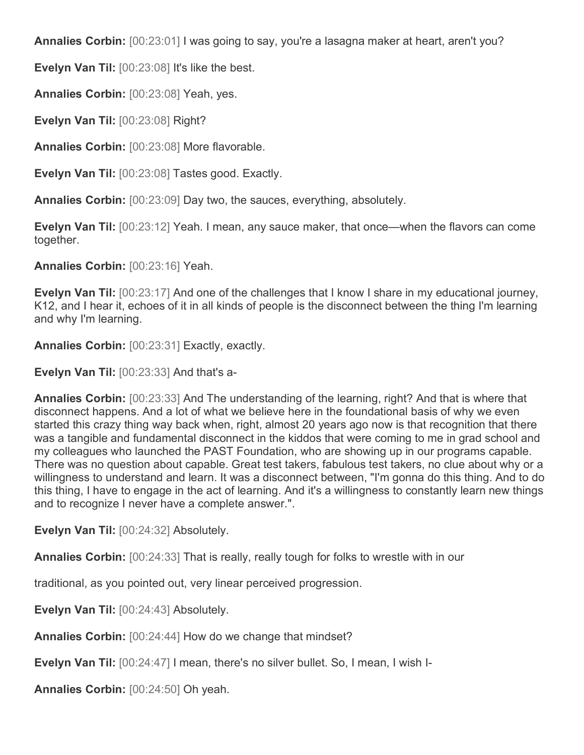**Annalies Corbin:** [00:23:01] I was going to say, you're a lasagna maker at heart, aren't you?

**Evelyn Van Til:** [00:23:08] It's like the best.

**Annalies Corbin:** [00:23:08] Yeah, yes.

**Evelyn Van Til:** [00:23:08] Right?

**Annalies Corbin:** [00:23:08] More flavorable.

**Evelyn Van Til:** [00:23:08] Tastes good. Exactly.

**Annalies Corbin:** [00:23:09] Day two, the sauces, everything, absolutely.

**Evelyn Van Til:** [00:23:12] Yeah. I mean, any sauce maker, that once—when the flavors can come together.

**Annalies Corbin:** [00:23:16] Yeah.

**Evelyn Van Til:** [00:23:17] And one of the challenges that I know I share in my educational journey, K12, and I hear it, echoes of it in all kinds of people is the disconnect between the thing I'm learning and why I'm learning.

**Annalies Corbin:** [00:23:31] Exactly, exactly.

**Evelyn Van Til:** [00:23:33] And that's a-

**Annalies Corbin:** [00:23:33] And The understanding of the learning, right? And that is where that disconnect happens. And a lot of what we believe here in the foundational basis of why we even started this crazy thing way back when, right, almost 20 years ago now is that recognition that there was a tangible and fundamental disconnect in the kiddos that were coming to me in grad school and my colleagues who launched the PAST Foundation, who are showing up in our programs capable. There was no question about capable. Great test takers, fabulous test takers, no clue about why or a willingness to understand and learn. It was a disconnect between, "I'm gonna do this thing. And to do this thing, I have to engage in the act of learning. And it's a willingness to constantly learn new things and to recognize I never have a complete answer.".

**Evelyn Van Til:** [00:24:32] Absolutely.

**Annalies Corbin:** [00:24:33] That is really, really tough for folks to wrestle with in our traditional, as you pointed out, very linear perceived progression.

**Evelyn Van Til:** [00:24:43] Absolutely.

**Annalies Corbin:** [00:24:44] How do we change that mindset?

**Evelyn Van Til:** [00:24:47] I mean, there's no silver bullet. So, I mean, I wish I-

**Annalies Corbin:** [00:24:50] Oh yeah.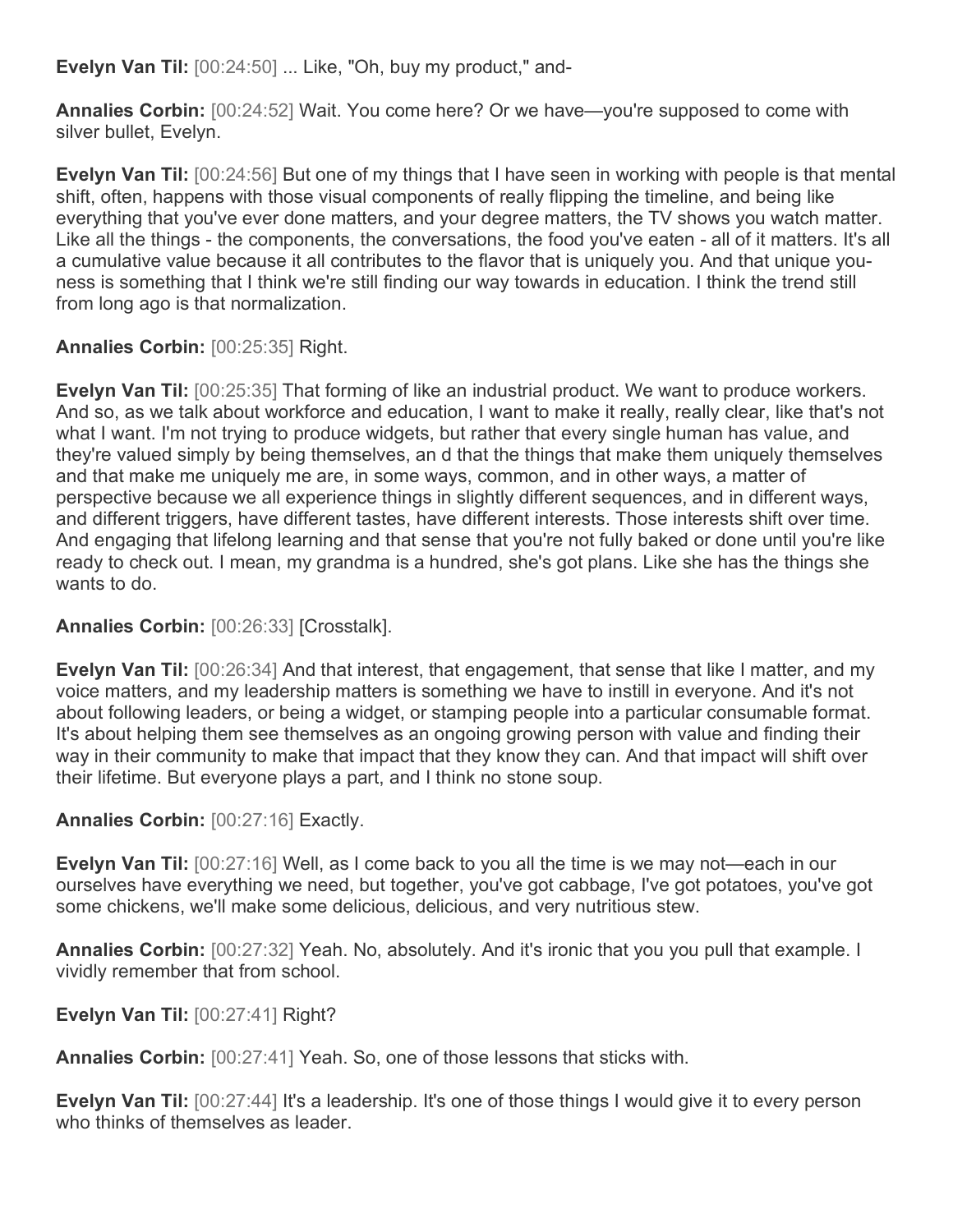**Evelyn Van Til:** [00:24:50] ... Like, "Oh, buy my product," and-

**Annalies Corbin:** [00:24:52] Wait. You come here? Or we have—you're supposed to come with silver bullet, Evelyn.

**Evelyn Van Til:** [00:24:56] But one of my things that I have seen in working with people is that mental shift, often, happens with those visual components of really flipping the timeline, and being like everything that you've ever done matters, and your degree matters, the TV shows you watch matter. Like all the things - the components, the conversations, the food you've eaten - all of it matters. It's all a cumulative value because it all contributes to the flavor that is uniquely you. And that unique you-ness is something that I think we're still finding our way towards in education. I think the trend still from long ago is that normalization.

**Annalies Corbin:** [00:25:35] Right.

**Evelyn Van Til:** [00:25:35] That forming of like an industrial product. We want to produce workers. And so, as we talk about workforce and education, I want to make it really, really clear, like that's not what I want. I'm not trying to produce widgets, but rather that every single human has value, and they're valued simply by being themselves, an d that the things that make them uniquely themselves and that make me uniquely me are, in some ways, common, and in other ways, a matter of perspective because we all experience things in slightly different sequences, and in different ways, and different triggers, have different tastes, have different interests. Those interests shift over time. And engaging that lifelong learning and that sense that you're not fully baked or done until you're like ready to check out. I mean, my grandma is a hundred, she's got plans. Like she has the things she wants to do.

**Annalies Corbin:** [00:26:33] [Crosstalk].

**Evelyn Van Til:** [00:26:34] And that interest, that engagement, that sense that like I matter, and my voice matters, and my leadership matters is something we have to instill in everyone. And it's not about following leaders, or being a widget, or stamping people into a particular consumable format. It's about helping them see themselves as an ongoing growing person with value and finding their way in their community to make that impact that they know they can. And that impact will shift over their lifetime. But everyone plays a part, and I think no stone soup.

**Annalies Corbin:** [00:27:16] Exactly.

**Evelyn Van Til:** [00:27:16] Well, as I come back to you all the time is we may not—each in our ourselves have everything we need, but together, you've got cabbage, I've got potatoes, you've got some chickens, we'll make some delicious, delicious, and very nutritious stew.

**Annalies Corbin:** [00:27:32] Yeah. No, absolutely. And it's ironic that you you pull that example. I vividly remember that from school.

**Evelyn Van Til:** [00:27:41] Right?

**Annalies Corbin:** [00:27:41] Yeah. So, one of those lessons that sticks with.

**Evelyn Van Til:** [00:27:44] It's a leadership. It's one of those things I would give it to every person who thinks of themselves as leader.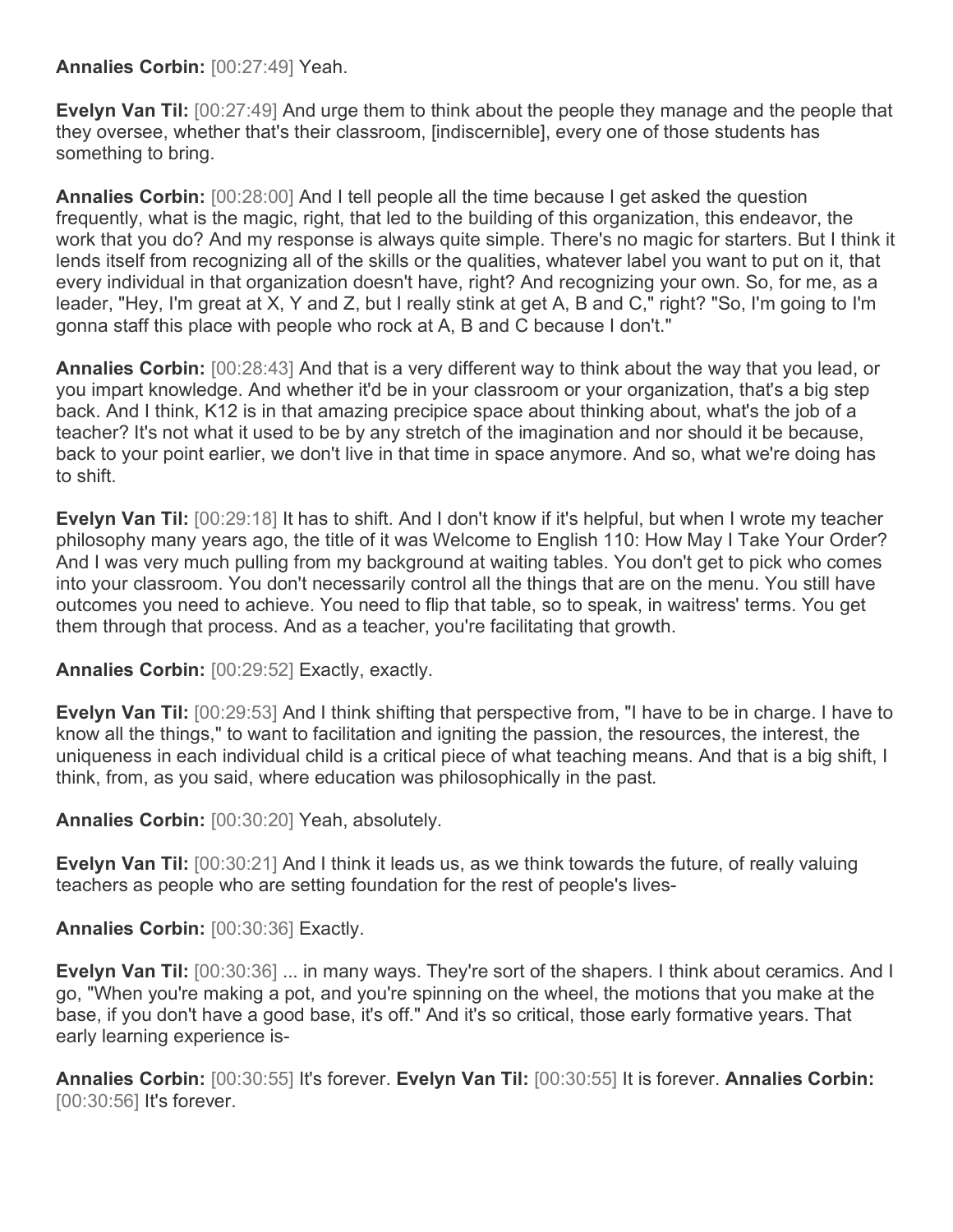**Annalies Corbin:** [00:27:49] Yeah.

**Evelyn Van Til:** [00:27:49] And urge them to think about the people they manage and the people that they oversee, whether that's their classroom, [indiscernible], every one of those students has something to bring.

**Annalies Corbin:** [00:28:00] And I tell people all the time because I get asked the question frequently, what is the magic, right, that led to the building of this organization, this endeavor, the work that you do? And my response is always quite simple. There's no magic for starters. But I think it lends itself from recognizing all of the skills or the qualities, whatever label you want to put on it, that every individual in that organization doesn't have, right? And recognizing your own. So, for me, as a leader, "Hey, I'm great at X, Y and Z, but I really stink at get A, B and C," right? "So, I'm going to I'm gonna staff this place with people who rock at A, B and C because I don't."

**Annalies Corbin:** [00:28:43] And that is a very different way to think about the way that you lead, or you impart knowledge. And whether it'd be in your classroom or your organization, that's a big step back. And I think, K12 is in that amazing precipice space about thinking about, what's the job of a teacher? It's not what it used to be by any stretch of the imagination and nor should it be because, back to your point earlier, we don't live in that time in space anymore. And so, what we're doing has to shift.

**Evelyn Van Til:** [00:29:18] It has to shift. And I don't know if it's helpful, but when I wrote my teacher philosophy many years ago, the title of it was Welcome to English 110: How May I Take Your Order? And I was very much pulling from my background at waiting tables. You don't get to pick who comes into your classroom. You don't necessarily control all the things that are on the menu. You still have outcomes you need to achieve. You need to flip that table, so to speak, in waitress' terms. You get them through that process. And as a teacher, you're facilitating that growth.

**Annalies Corbin:** [00:29:52] Exactly, exactly.

**Evelyn Van Til:** [00:29:53] And I think shifting that perspective from, "I have to be in charge. I have to know all the things," to want to facilitation and igniting the passion, the resources, the interest, the uniqueness in each individual child is a critical piece of what teaching means. And that is a big shift, I think, from, as you said, where education was philosophically in the past.

**Annalies Corbin:** [00:30:20] Yeah, absolutely.

**Evelyn Van Til:** [00:30:21] And I think it leads us, as we think towards the future, of really valuing teachers as people who are setting foundation for the rest of people's lives-

**Annalies Corbin:** [00:30:36] Exactly.

**Evelyn Van Til:** [00:30:36] ... in many ways. They're sort of the shapers. I think about ceramics. And I go, "When you're making a pot, and you're spinning on the wheel, the motions that you make at the base, if you don't have a good base, it's off." And it's so critical, those early formative years. That early learning experience is-

**Annalies Corbin:** [00:30:55] It's forever. **Evelyn Van Til:** [00:30:55] It is forever. **Annalies Corbin:** [00:30:56] It's forever.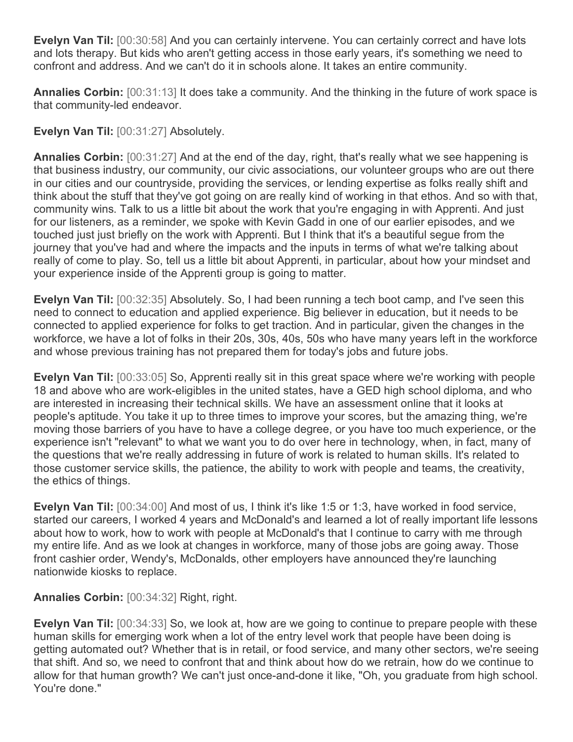**Evelyn Van Til:** [00:30:58] And you can certainly intervene. You can certainly correct and have lots and lots therapy. But kids who aren't getting access in those early years, it's something we need to confront and address. And we can't do it in schools alone. It takes an entire community.

**Annalies Corbin:** [00:31:13] It does take a community. And the thinking in the future of work space is that community-led endeavor.

**Evelyn Van Til:** [00:31:27] Absolutely.

**Annalies Corbin:** [00:31:27] And at the end of the day, right, that's really what we see happening is that business industry, our community, our civic associations, our volunteer groups who are out there in our cities and our countryside, providing the services, or lending expertise as folks really shift and think about the stuff that they've got going on are really kind of working in that ethos. And so with that, community wins. Talk to us a little bit about the work that you're engaging in with Apprenti. And just for our listeners, as a reminder, we spoke with Kevin Gadd in one of our earlier episodes, and we touched just just briefly on the work with Apprenti. But I think that it's a beautiful segue from the journey that you've had and where the impacts and the inputs in terms of what we're talking about really of come to play. So, tell us a little bit about Apprenti, in particular, about how your mindset and your experience inside of the Apprenti group is going to matter.

**Evelyn Van Til:** [00:32:35] Absolutely. So, I had been running a tech boot camp, and I've seen this need to connect to education and applied experience. Big believer in education, but it needs to be connected to applied experience for folks to get traction. And in particular, given the changes in the workforce, we have a lot of folks in their 20s, 30s, 40s, 50s who have many years left in the workforce and whose previous training has not prepared them for today's jobs and future jobs.

**Evelyn Van Til:** [00:33:05] So, Apprenti really sit in this great space where we're working with people 18 and above who are work-eligibles in the united states, have a GED high school diploma, and who are interested in increasing their technical skills. We have an assessment online that it looks at people's aptitude. You take it up to three times to improve your scores, but the amazing thing, we're moving those barriers of you have to have a college degree, or you have too much experience, or the experience isn't "relevant" to what we want you to do over here in technology, when, in fact, many of the questions that we're really addressing in future of work is related to human skills. It's related to those customer service skills, the patience, the ability to work with people and teams, the creativity, the ethics of things.

**Evelyn Van Til:** [00:34:00] And most of us, I think it's like 1:5 or 1:3, have worked in food service, started our careers, I worked 4 years and McDonald's and learned a lot of really important life lessons about how to work, how to work with people at McDonald's that I continue to carry with me through my entire life. And as we look at changes in workforce, many of those jobs are going away. Those front cashier order, Wendy's, McDonalds, other employers have announced they're launching nationwide kiosks to replace.

**Annalies Corbin:** [00:34:32] Right, right.

**Evelyn Van Til:** [00:34:33] So, we look at, how are we going to continue to prepare people with these human skills for emerging work when a lot of the entry level work that people have been doing is getting automated out? Whether that is in retail, or food service, and many other sectors, we're seeing that shift. And so, we need to confront that and think about how do we retrain, how do we continue to allow for that human growth? We can't just once-and-done it like, "Oh, you graduate from high school. You're done."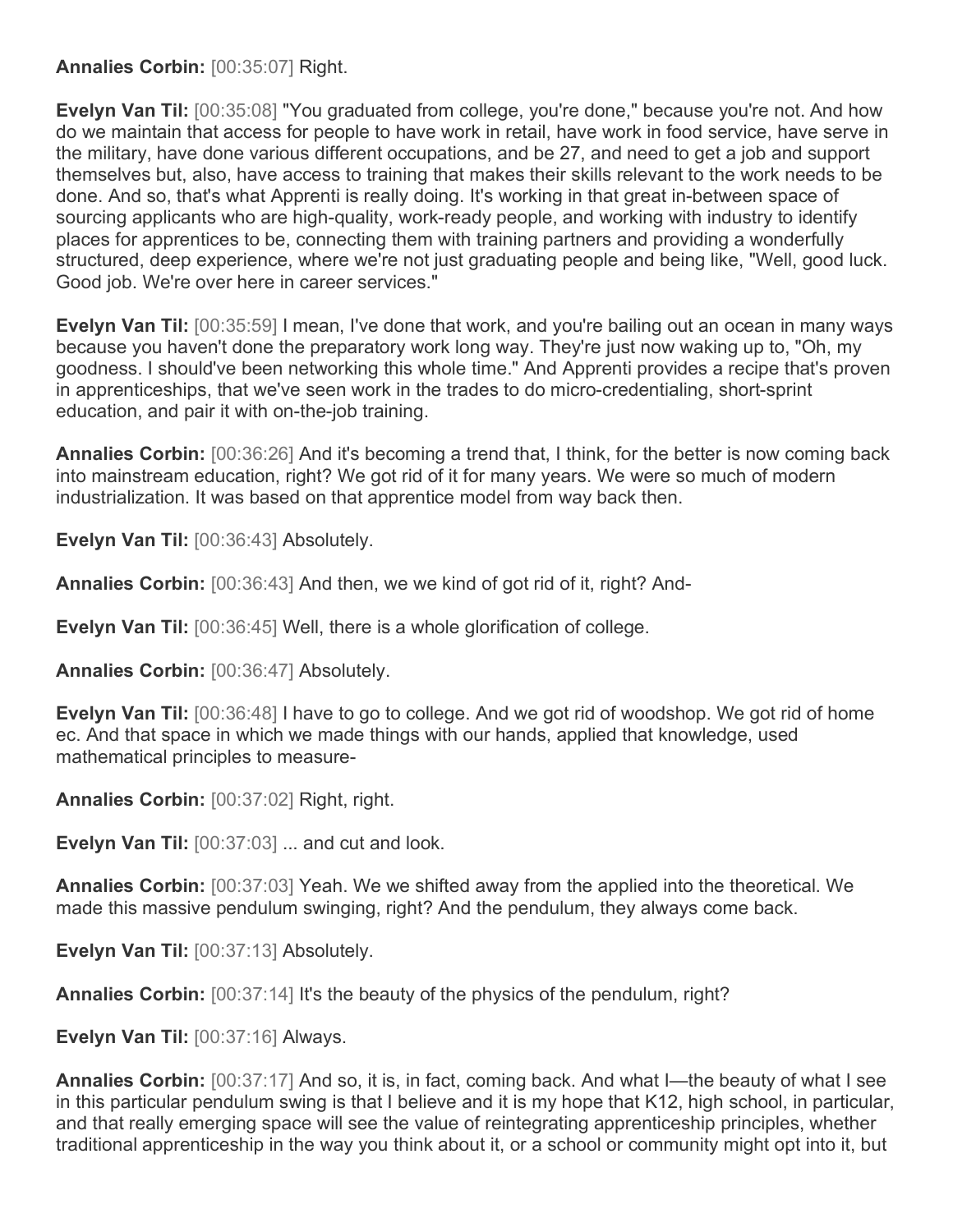**Annalies Corbin:** [00:35:07] Right.

**Evelyn Van Til:** [00:35:08] "You graduated from college, you're done," because you're not. And how do we maintain that access for people to have work in retail, have work in food service, have serve in the military, have done various different occupations, and be 27, and need to get a job and support themselves but, also, have access to training that makes their skills relevant to the work needs to be done. And so, that's what Apprenti is really doing. It's working in that great in-between space of sourcing applicants who are high-quality, work-ready people, and working with industry to identify places for apprentices to be, connecting them with training partners and providing a wonderfully structured, deep experience, where we're not just graduating people and being like, "Well, good luck. Good job. We're over here in career services."

**Evelyn Van Til:** [00:35:59] I mean, I've done that work, and you're bailing out an ocean in many ways because you haven't done the preparatory work long way. They're just now waking up to, "Oh, my goodness. I should've been networking this whole time." And Apprenti provides a recipe that's proven in apprenticeships, that we've seen work in the trades to do micro-credentialing, short-sprint education, and pair it with on-the-job training.

**Annalies Corbin:** [00:36:26] And it's becoming a trend that, I think, for the better is now coming back into mainstream education, right? We got rid of it for many years. We were so much of modern industrialization. It was based on that apprentice model from way back then.

**Evelyn Van Til:** [00:36:43] Absolutely.

**Annalies Corbin:** [00:36:43] And then, we we kind of got rid of it, right? And-

**Evelyn Van Til:** [00:36:45] Well, there is a whole glorification of college.

**Annalies Corbin:** [00:36:47] Absolutely.

**Evelyn Van Til:** [00:36:48] I have to go to college. And we got rid of woodshop. We got rid of home ec. And that space in which we made things with our hands, applied that knowledge, used mathematical principles to measure-

**Annalies Corbin:** [00:37:02] Right, right.

**Evelyn Van Til:** [00:37:03] ... and cut and look.

**Annalies Corbin:** [00:37:03] Yeah. We we shifted away from the applied into the theoretical. We made this massive pendulum swinging, right? And the pendulum, they always come back.

**Evelyn Van Til:** [00:37:13] Absolutely.

**Annalies Corbin:** [00:37:14] It's the beauty of the physics of the pendulum, right?

**Evelyn Van Til:** [00:37:16] Always.

**Annalies Corbin:** [00:37:17] And so, it is, in fact, coming back. And what I—the beauty of what I see in this particular pendulum swing is that I believe and it is my hope that K12, high school, in particular, and that really emerging space will see the value of reintegrating apprenticeship principles, whether traditional apprenticeship in the way you think about it, or a school or community might opt into it, but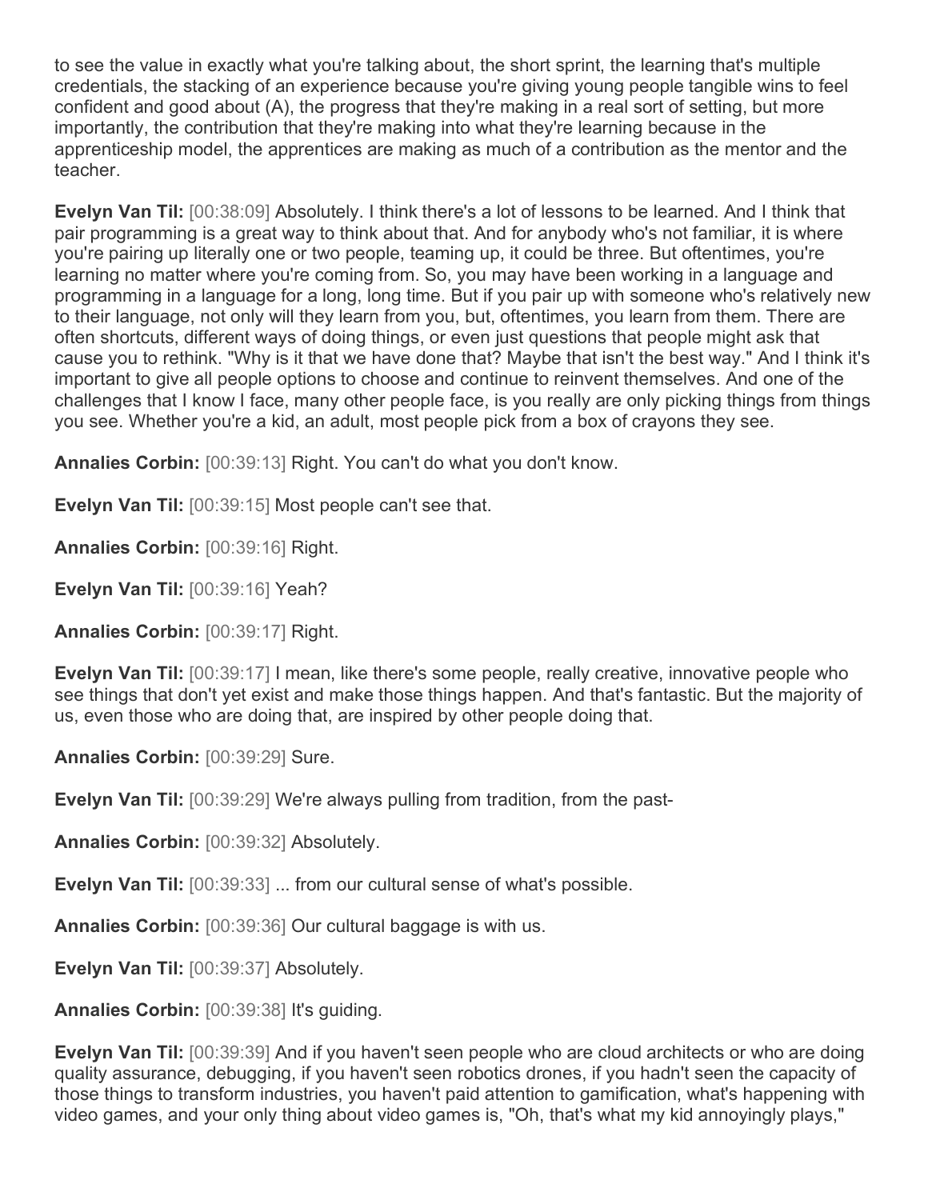to see the value in exactly what you're talking about, the short sprint, the learning that's multiple credentials, the stacking of an experience because you're giving young people tangible wins to feel confident and good about (A), the progress that they're making in a real sort of setting, but more importantly, the contribution that they're making into what they're learning because in the apprenticeship model, the apprentices are making as much of a contribution as the mentor and the teacher.

**Evelyn Van Til:** [00:38:09] Absolutely. I think there's a lot of lessons to be learned. And I think that pair programming is a great way to think about that. And for anybody who's not familiar, it is where you're pairing up literally one or two people, teaming up, it could be three. But oftentimes, you're learning no matter where you're coming from. So, you may have been working in a language and programming in a language for a long, long time. But if you pair up with someone who's relatively new to their language, not only will they learn from you, but, oftentimes, you learn from them. There are often shortcuts, different ways of doing things, or even just questions that people might ask that cause you to rethink. "Why is it that we have done that? Maybe that isn't the best way." And I think it's important to give all people options to choose and continue to reinvent themselves. And one of the challenges that I know I face, many other people face, is you really are only picking things from things you see. Whether you're a kid, an adult, most people pick from a box of crayons they see.

**Annalies Corbin:** [00:39:13] Right. You can't do what you don't know.

**Evelyn Van Til:** [00:39:15] Most people can't see that.

**Annalies Corbin:** [00:39:16] Right.

**Evelyn Van Til:** [00:39:16] Yeah?

**Annalies Corbin:** [00:39:17] Right.

**Evelyn Van Til:** [00:39:17] I mean, like there's some people, really creative, innovative people who see things that don't yet exist and make those things happen. And that's fantastic. But the majority of us, even those who are doing that, are inspired by other people doing that.

**Annalies Corbin:** [00:39:29] Sure.

**Evelyn Van Til:** [00:39:29] We're always pulling from tradition, from the past-

**Annalies Corbin:** [00:39:32] Absolutely.

**Evelyn Van Til:** [00:39:33] ... from our cultural sense of what's possible.

**Annalies Corbin:** [00:39:36] Our cultural baggage is with us.

**Evelyn Van Til:** [00:39:37] Absolutely.

**Annalies Corbin:** [00:39:38] It's guiding.

**Evelyn Van Til:** [00:39:39] And if you haven't seen people who are cloud architects or who are doing quality assurance, debugging, if you haven't seen robotics drones, if you hadn't seen the capacity of those things to transform industries, you haven't paid attention to gamification, what's happening with video games, and your only thing about video games is, "Oh, that's what my kid annoyingly plays,"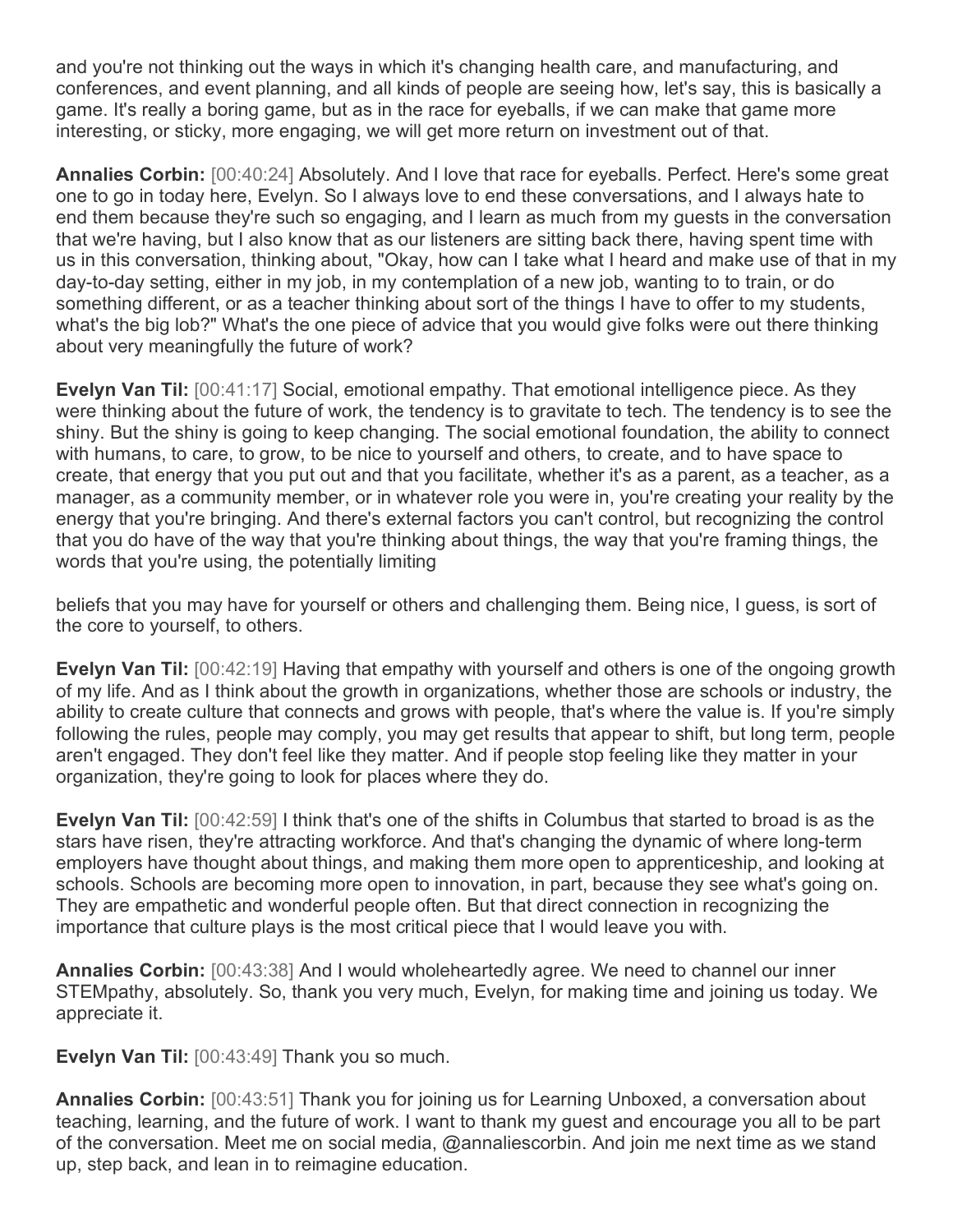and you're not thinking out the ways in which it's changing health care, and manufacturing, and conferences, and event planning, and all kinds of people are seeing how, let's say, this is basically a game. It's really a boring game, but as in the race for eyeballs, if we can make that game more interesting, or sticky, more engaging, we will get more return on investment out of that.

**Annalies Corbin:** [00:40:24] Absolutely. And I love that race for eyeballs. Perfect. Here's some great one to go in today here, Evelyn. So I always love to end these conversations, and I always hate to end them because they're such so engaging, and I learn as much from my guests in the conversation that we're having, but I also know that as our listeners are sitting back there, having spent time with us in this conversation, thinking about, "Okay, how can I take what I heard and make use of that in my day-to-day setting, either in my job, in my contemplation of a new job, wanting to to train, or do something different, or as a teacher thinking about sort of the things I have to offer to my students, what's the big lob?" What's the one piece of advice that you would give folks were out there thinking about very meaningfully the future of work?

**Evelyn Van Til:** [00:41:17] Social, emotional empathy. That emotional intelligence piece. As they were thinking about the future of work, the tendency is to gravitate to tech. The tendency is to see the shiny. But the shiny is going to keep changing. The social emotional foundation, the ability to connect with humans, to care, to grow, to be nice to yourself and others, to create, and to have space to create, that energy that you put out and that you facilitate, whether it's as a parent, as a teacher, as a manager, as a community member, or in whatever role you were in, you're creating your reality by the energy that you're bringing. And there's external factors you can't control, but recognizing the control that you do have of the way that you're thinking about things, the way that you're framing things, the words that you're using, the potentially limiting beliefs that you may have for yourself or others and challenging them. Being nice, I guess, is sort of the core to yourself, to others.

**Evelyn Van Til:** [00:42:19] Having that empathy with yourself and others is one of the ongoing growth of my life. And as I think about the growth in organizations, whether those are schools or industry, the ability to create culture that connects and grows with people, that's where the value is. If you're simply following the rules, people may comply, you may get results that appear to shift, but long term, people aren't engaged. They don't feel like they matter. And if people stop feeling like they matter in your organization, they're going to look for places where they do.

**Evelyn Van Til:** [00:42:59] I think that's one of the shifts in Columbus that started to broad is as the stars have risen, they're attracting workforce. And that's changing the dynamic of where long-term employers have thought about things, and making them more open to apprenticeship, and looking at schools. Schools are becoming more open to innovation, in part, because they see what's going on. They are empathetic and wonderful people often. But that direct connection in recognizing the importance that culture plays is the most critical piece that I would leave you with.

**Annalies Corbin:** [00:43:38] And I would wholeheartedly agree. We need to channel our inner STEMpathy, absolutely. So, thank you very much, Evelyn, for making time and joining us today. We appreciate it.

**Evelyn Van Til:** [00:43:49] Thank you so much.

**Annalies Corbin:** [00:43:51] Thank you for joining us for Learning Unboxed, a conversation about teaching, learning, and the future of work. I want to thank my guest and encourage you all to be part of the conversation. Meet me on social media, @annaliescorbin. And join me next time as we stand up, step back, and lean in to reimagine education.